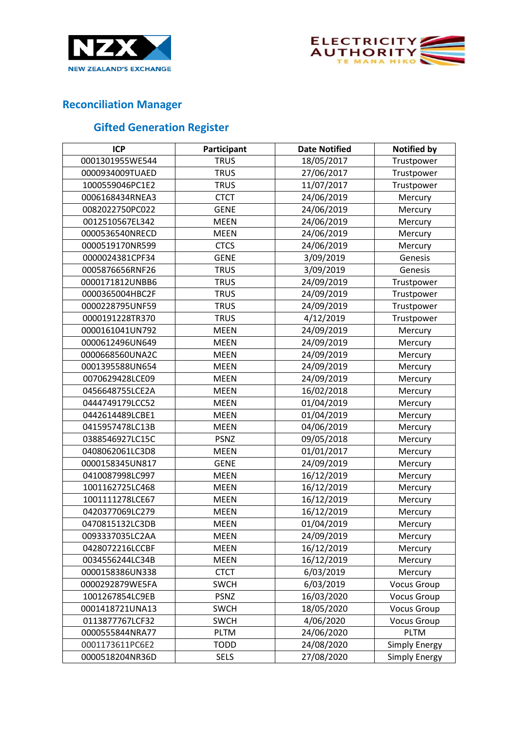## Reconciliation Manager

### Gifted Generation Register

| ICP | Participant | Date Notified | Notified by |
|---|---|---|---|
| 0001301955WE544 | TRUS | 18/05/2017 | Trustpower |
| 0000934009TUAED | TRUS | 27/06/2017 | Trustpower |
| 1000559046PC1E2 | TRUS | 11/07/2017 | Trustpower |
| 0006168434RNEA3 | CTCT | 24/06/2019 | Mercury |
| 0082022750PC022 | GENE | 24/06/2019 | Mercury |
| 0012510567EL342 | MEEN | 24/06/2019 | Mercury |
| 0000536540NRECD | MEEN | 24/06/2019 | Mercury |
| 0000519170NR599 | CTCS | 24/06/2019 | Mercury |
| 0000024381CPF34 | GENE | 3/09/2019 | Genesis |
| 0005876656RNF26 | TRUS | 3/09/2019 | Genesis |
| 0000171812UNBB6 | TRUS | 24/09/2019 | Trustpower |
| 0000365004HBC2F | TRUS | 24/09/2019 | Trustpower |
| 0000228795UNF59 | TRUS | 24/09/2019 | Trustpower |
| 0000191228TR370 | TRUS | 4/12/2019 | Trustpower |
| 0000161041UN792 | MEEN | 24/09/2019 | Mercury |
| 0000612496UN649 | MEEN | 24/09/2019 | Mercury |
| 0000668560UNA2C | MEEN | 24/09/2019 | Mercury |
| 0001395588UN654 | MEEN | 24/09/2019 | Mercury |
| 0070629428LCE09 | MEEN | 24/09/2019 | Mercury |
| 0456648755LCE2A | MEEN | 16/02/2018 | Mercury |
| 0444749179LCC52 | MEEN | 01/04/2019 | Mercury |
| 0442614489LCBE1 | MEEN | 01/04/2019 | Mercury |
| 0415957478LC13B | MEEN | 04/06/2019 | Mercury |
| 0388546927LC15C | PSNZ | 09/05/2018 | Mercury |
| 0408062061LC3D8 | MEEN | 01/01/2017 | Mercury |
| 0000158345UN817 | GENE | 24/09/2019 | Mercury |
| 0410087998LC997 | MEEN | 16/12/2019 | Mercury |
| 1001162725LC468 | MEEN | 16/12/2019 | Mercury |
| 1001111278LCE67 | MEEN | 16/12/2019 | Mercury |
| 0420377069LC279 | MEEN | 16/12/2019 | Mercury |
| 0470815132LC3DB | MEEN | 01/04/2019 | Mercury |
| 0093337035LC2AA | MEEN | 24/09/2019 | Mercury |
| 0428072216LCCBF | MEEN | 16/12/2019 | Mercury |
| 0034556244LC34B | MEEN | 16/12/2019 | Mercury |
| 0000158386UN338 | CTCT | 6/03/2019 | Mercury |
| 0000292879WE5FA | SWCH | 6/03/2019 | Vocus Group |
| 1001267854LC9EB | PSNZ | 16/03/2020 | Vocus Group |
| 0001418721UNA13 | SWCH | 18/05/2020 | Vocus Group |
| 0113877767LCF32 | SWCH | 4/06/2020 | Vocus Group |
| 0000555844NRA77 | PLTM | 24/06/2020 | PLTM |
| 0001173611PC6E2 | TODD | 24/08/2020 | Simply Energy |
| 0000518204NR36D | SELS | 27/08/2020 | Simply Energy |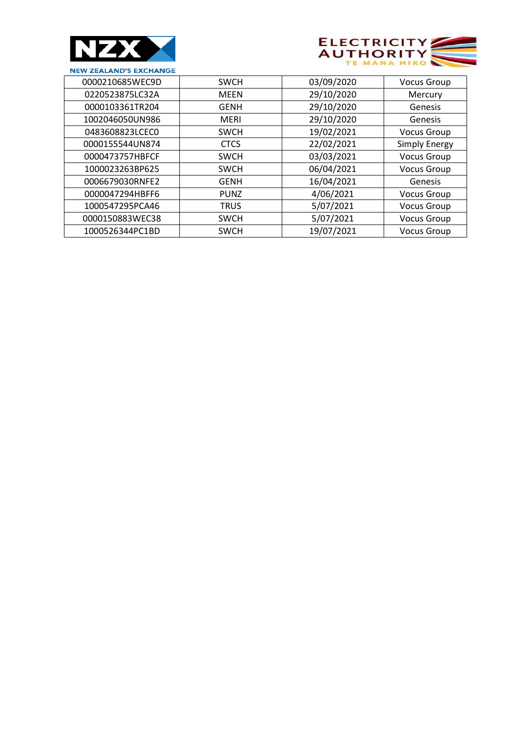| | | | |
|---|---|---|---|
| 0000210685WEC9D | SWCH | 03/09/2020 | Vocus Group |
| 0220523875LC32A | MEEN | 29/10/2020 | Mercury |
| 0000103361TR204 | GENH | 29/10/2020 | Genesis |
| 1002046050UN986 | MERI | 29/10/2020 | Genesis |
| 0483608823LCEC0 | SWCH | 19/02/2021 | Vocus Group |
| 0000155544UN874 | CTCS | 22/02/2021 | Simply Energy |
| 0000473757HBFCF | SWCH | 03/03/2021 | Vocus Group |
| 1000023263BP625 | SWCH | 06/04/2021 | Vocus Group |
| 0006679030RNFE2 | GENH | 16/04/2021 | Genesis |
| 0000047294HBFF6 | PUNZ | 4/06/2021 | Vocus Group |
| 1000547295PCA46 | TRUS | 5/07/2021 | Vocus Group |
| 0000150883WEC38 | SWCH | 5/07/2021 | Vocus Group |
| 1000526344PC1BD | SWCH | 19/07/2021 | Vocus Group |